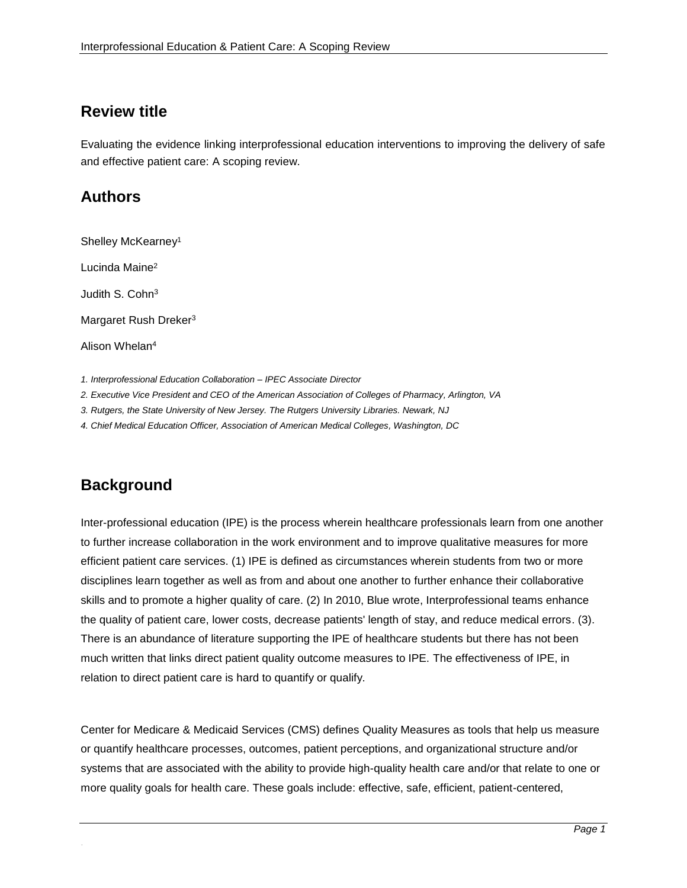## Review title

Evaluating the evidence linking interprofessional education interventions to improving the delivery of safe and effective patient care: A scoping review.

## Authors

Shelley McKearney[1]

Lucinda Maine[2]

Judith S. Cohn[3]

Margaret Rush Dreker[3]

Alison Whelan[4]

*1. Interprofessional Education Collaboration – IPEC Associate Director*

*2. Executive Vice President and CEO of the American Association of Colleges of Pharmacy, Arlington, VA*

*3. Rutgers, the State University of New Jersey. The Rutgers University Libraries. Newark, NJ*

*4. Chief Medical Education Officer, Association of American Medical Colleges, Washington, DC*

## Background

Inter-professional education (IPE) is the process wherein healthcare professionals learn from one another to further increase collaboration in the work environment and to improve qualitative measures for more efficient patient care services. (1) IPE is defined as circumstances wherein students from two or more disciplines learn together as well as from and about one another to further enhance their collaborative skills and to promote a higher quality of care. (2) In 2010, Blue wrote, Interprofessional teams enhance the quality of patient care, lower costs, decrease patients' length of stay, and reduce medical errors. (3). There is an abundance of literature supporting the IPE of healthcare students but there has not been much written that links direct patient quality outcome measures to IPE. The effectiveness of IPE, in relation to direct patient care is hard to quantify or qualify.

Center for Medicare & Medicaid Services (CMS) defines Quality Measures as tools that help us measure or quantify healthcare processes, outcomes, patient perceptions, and organizational structure and/or systems that are associated with the ability to provide high-quality health care and/or that relate to one or more quality goals for health care. These goals include: effective, safe, efficient, patient-centered,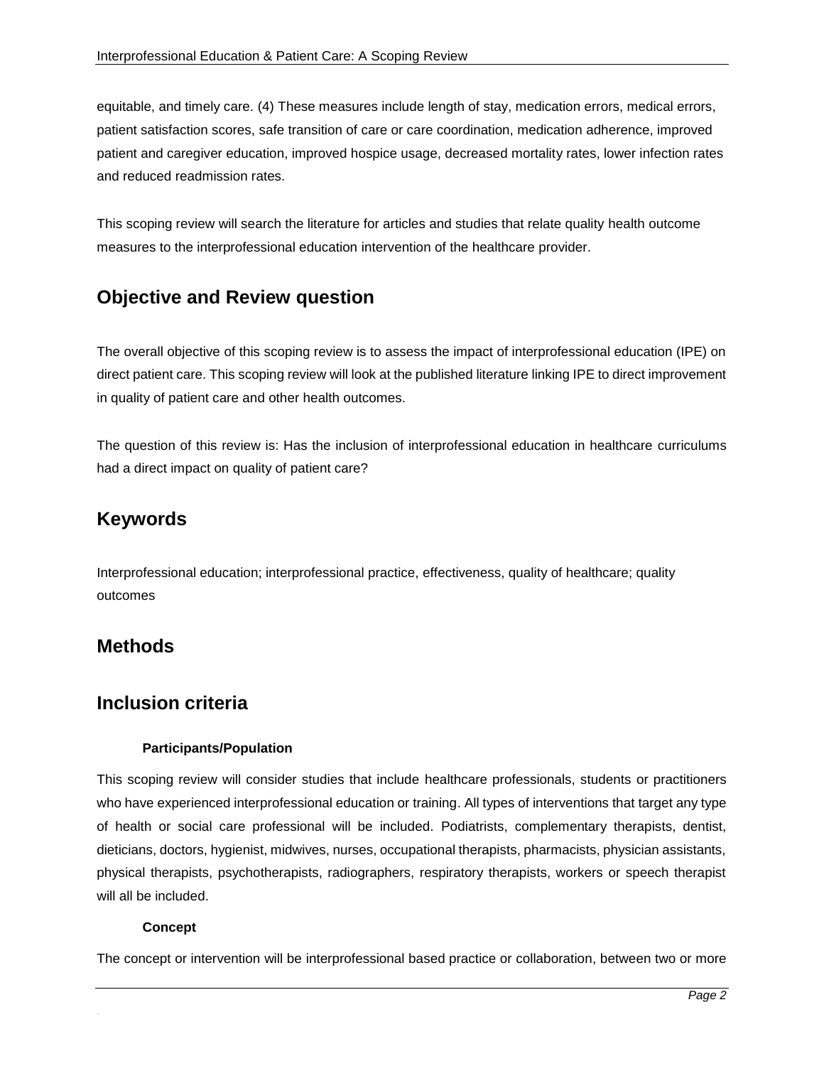equitable, and timely care. (4) These measures include length of stay, medication errors, medical errors, patient satisfaction scores, safe transition of care or care coordination, medication adherence, improved patient and caregiver education, improved hospice usage, decreased mortality rates, lower infection rates and reduced readmission rates.

This scoping review will search the literature for articles and studies that relate quality health outcome measures to the interprofessional education intervention of the healthcare provider.

## Objective and Review question

The overall objective of this scoping review is to assess the impact of interprofessional education (IPE) on direct patient care. This scoping review will look at the published literature linking IPE to direct improvement in quality of patient care and other health outcomes.

The question of this review is: Has the inclusion of interprofessional education in healthcare curriculums had a direct impact on quality of patient care?

## Keywords

Interprofessional education; interprofessional practice, effectiveness, quality of healthcare; quality outcomes

## Methods

## Inclusion criteria

### Participants/Population

This scoping review will consider studies that include healthcare professionals, students or practitioners who have experienced interprofessional education or training. All types of interventions that target any type of health or social care professional will be included. Podiatrists, complementary therapists, dentist, dieticians, doctors, hygienist, midwives, nurses, occupational therapists, pharmacists, physician assistants, physical therapists, psychotherapists, radiographers, respiratory therapists, workers or speech therapist will all be included.

### Concept

The concept or intervention will be interprofessional based practice or collaboration, between two or more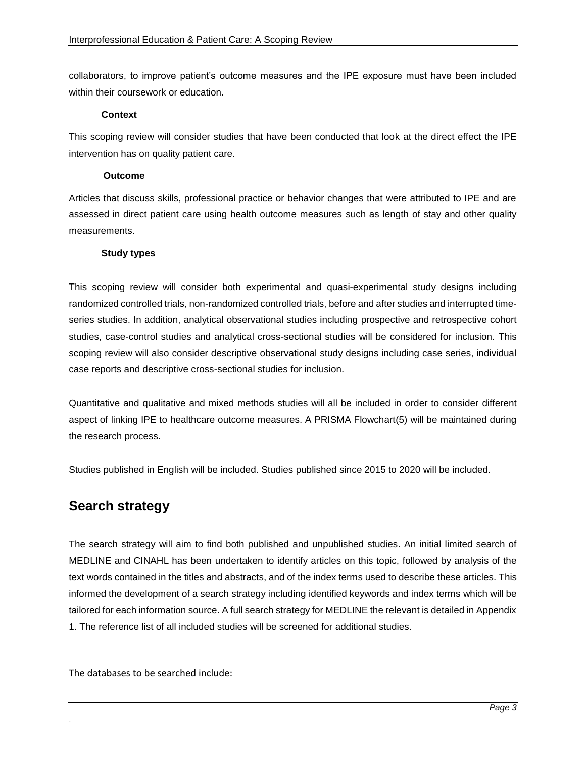collaborators, to improve patient's outcome measures and the IPE exposure must have been included within their coursework or education.

### Context

This scoping review will consider studies that have been conducted that look at the direct effect the IPE intervention has on quality patient care.

### Outcome

Articles that discuss skills, professional practice or behavior changes that were attributed to IPE and are assessed in direct patient care using health outcome measures such as length of stay and other quality measurements.

### Study types

This scoping review will consider both experimental and quasi-experimental study designs including randomized controlled trials, non-randomized controlled trials, before and after studies and interrupted time-series studies. In addition, analytical observational studies including prospective and retrospective cohort studies, case-control studies and analytical cross-sectional studies will be considered for inclusion. This scoping review will also consider descriptive observational study designs including case series, individual case reports and descriptive cross-sectional studies for inclusion.

Quantitative and qualitative and mixed methods studies will all be included in order to consider different aspect of linking IPE to healthcare outcome measures. A PRISMA Flowchart(5) will be maintained during the research process.

Studies published in English will be included. Studies published since 2015 to 2020 will be included.

## Search strategy

The search strategy will aim to find both published and unpublished studies. An initial limited search of MEDLINE and CINAHL has been undertaken to identify articles on this topic, followed by analysis of the text words contained in the titles and abstracts, and of the index terms used to describe these articles. This informed the development of a search strategy including identified keywords and index terms which will be tailored for each information source. A full search strategy for MEDLINE the relevant is detailed in Appendix 1. The reference list of all included studies will be screened for additional studies.

The databases to be searched include: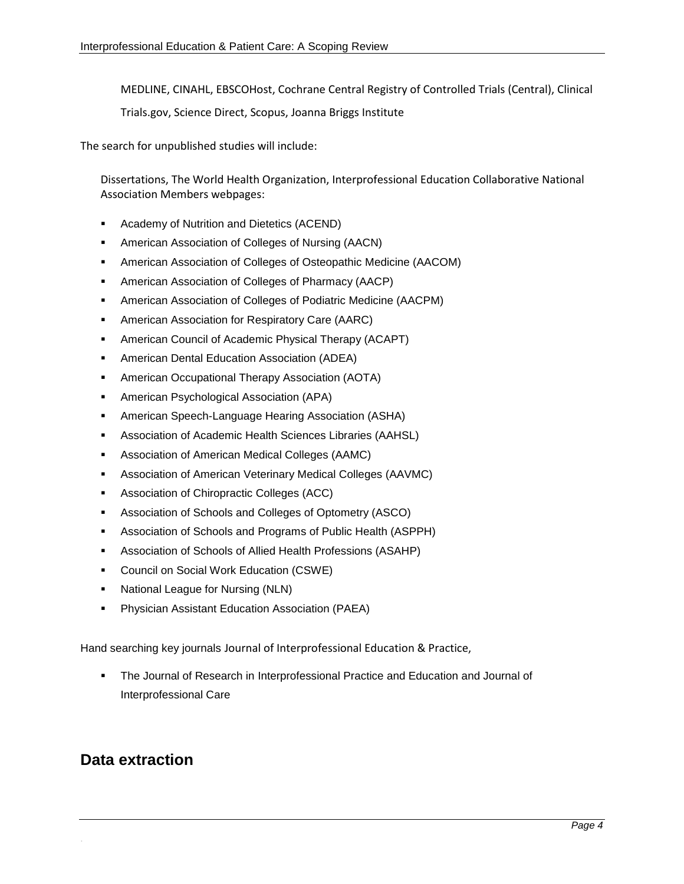MEDLINE, CINAHL, EBSCOHost, Cochrane Central Registry of Controlled Trials (Central), Clinical Trials.gov, Science Direct, Scopus, Joanna Briggs Institute

The search for unpublished studies will include:

Dissertations, The World Health Organization, Interprofessional Education Collaborative National Association Members webpages:

- Academy of Nutrition and Dietetics (ACEND)
- American Association of Colleges of Nursing (AACN)
- American Association of Colleges of Osteopathic Medicine (AACOM)
- American Association of Colleges of Pharmacy (AACP)
- American Association of Colleges of Podiatric Medicine (AACPM)
- American Association for Respiratory Care (AARC)
- American Council of Academic Physical Therapy (ACAPT)
- American Dental Education Association (ADEA)
- American Occupational Therapy Association (AOTA)
- American Psychological Association (APA)
- American Speech-Language Hearing Association (ASHA)
- Association of Academic Health Sciences Libraries (AAHSL)
- Association of American Medical Colleges (AAMC)
- Association of American Veterinary Medical Colleges (AAVMC)
- Association of Chiropractic Colleges (ACC)
- Association of Schools and Colleges of Optometry (ASCO)
- Association of Schools and Programs of Public Health (ASPPH)
- Association of Schools of Allied Health Professions (ASAHP)
- Council on Social Work Education (CSWE)
- National League for Nursing (NLN)
- Physician Assistant Education Association (PAEA)

Hand searching key journals Journal of Interprofessional Education & Practice,

- The Journal of Research in Interprofessional Practice and Education and Journal of Interprofessional Care

## Data extraction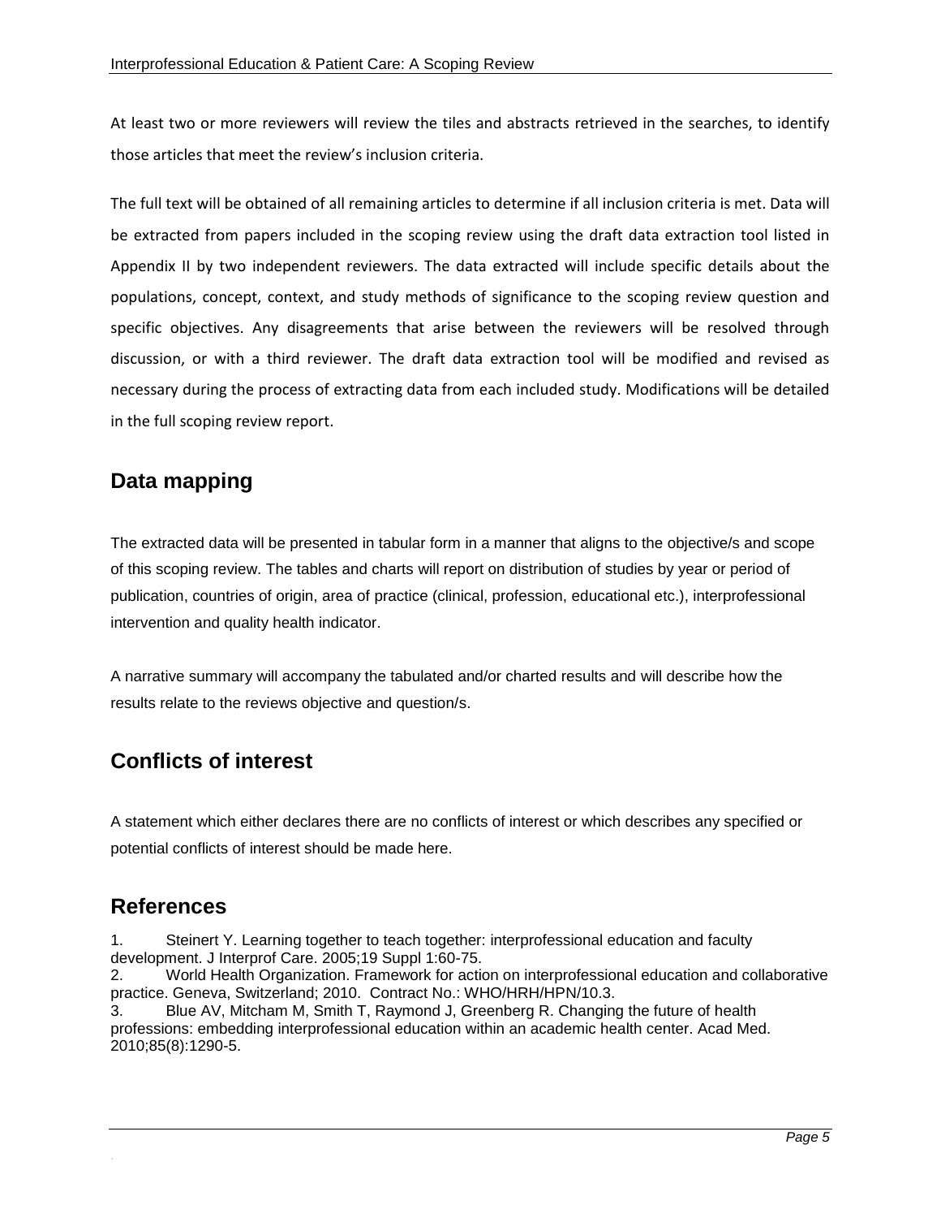At least two or more reviewers will review the tiles and abstracts retrieved in the searches, to identify those articles that meet the review's inclusion criteria.

The full text will be obtained of all remaining articles to determine if all inclusion criteria is met. Data will be extracted from papers included in the scoping review using the draft data extraction tool listed in Appendix II by two independent reviewers. The data extracted will include specific details about the populations, concept, context, and study methods of significance to the scoping review question and specific objectives. Any disagreements that arise between the reviewers will be resolved through discussion, or with a third reviewer. The draft data extraction tool will be modified and revised as necessary during the process of extracting data from each included study. Modifications will be detailed in the full scoping review report.

## Data mapping

The extracted data will be presented in tabular form in a manner that aligns to the objective/s and scope of this scoping review. The tables and charts will report on distribution of studies by year or period of publication, countries of origin, area of practice (clinical, profession, educational etc.), interprofessional intervention and quality health indicator.

A narrative summary will accompany the tabulated and/or charted results and will describe how the results relate to the reviews objective and question/s.

## Conflicts of interest

A statement which either declares there are no conflicts of interest or which describes any specified or potential conflicts of interest should be made here.

## References

1. Steinert Y. Learning together to teach together: interprofessional education and faculty development. J Interprof Care. 2005;19 Suppl 1:60-75.
2. World Health Organization. Framework for action on interprofessional education and collaborative practice. Geneva, Switzerland; 2010. Contract No.: WHO/HRH/HPN/10.3.
3. Blue AV, Mitcham M, Smith T, Raymond J, Greenberg R. Changing the future of health professions: embedding interprofessional education within an academic health center. Acad Med. 2010;85(8):1290-5.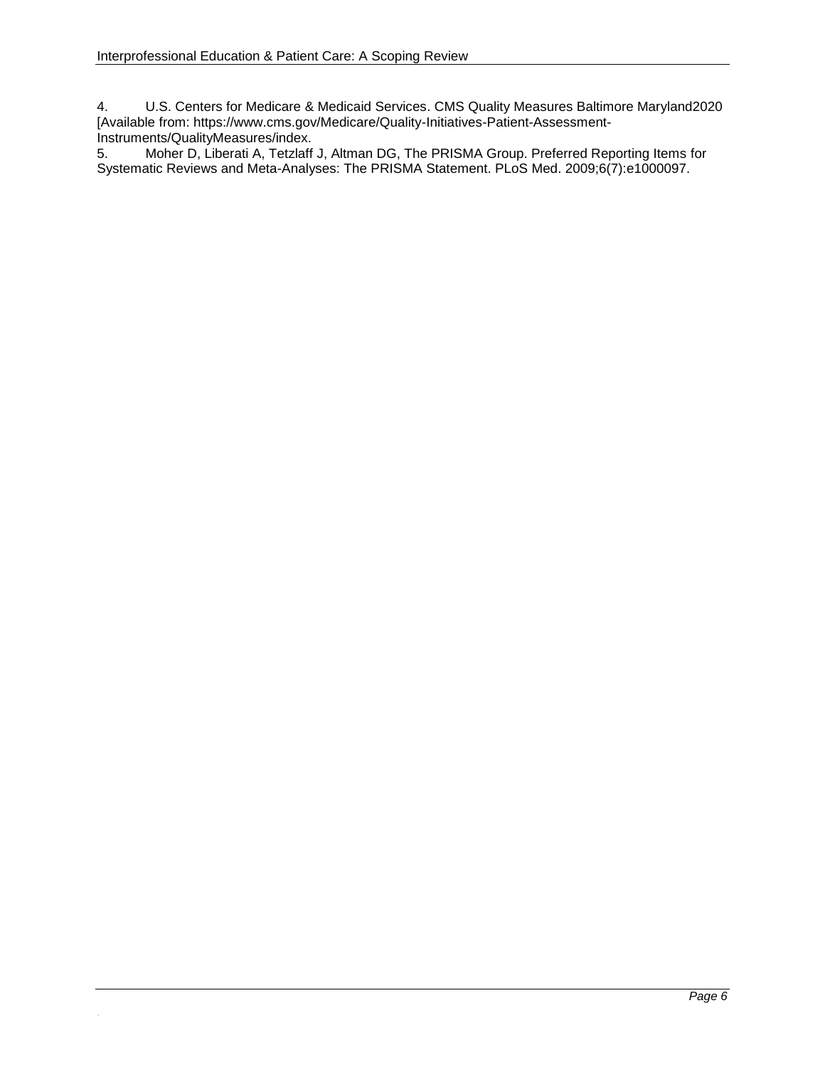4. U.S. Centers for Medicare & Medicaid Services. CMS Quality Measures Baltimore Maryland2020 [Available from: https://www.cms.gov/Medicare/Quality-Initiatives-Patient-Assessment-Instruments/QualityMeasures/index.

5. Moher D, Liberati A, Tetzlaff J, Altman DG, The PRISMA Group. Preferred Reporting Items for Systematic Reviews and Meta-Analyses: The PRISMA Statement. PLoS Med. 2009;6(7):e1000097.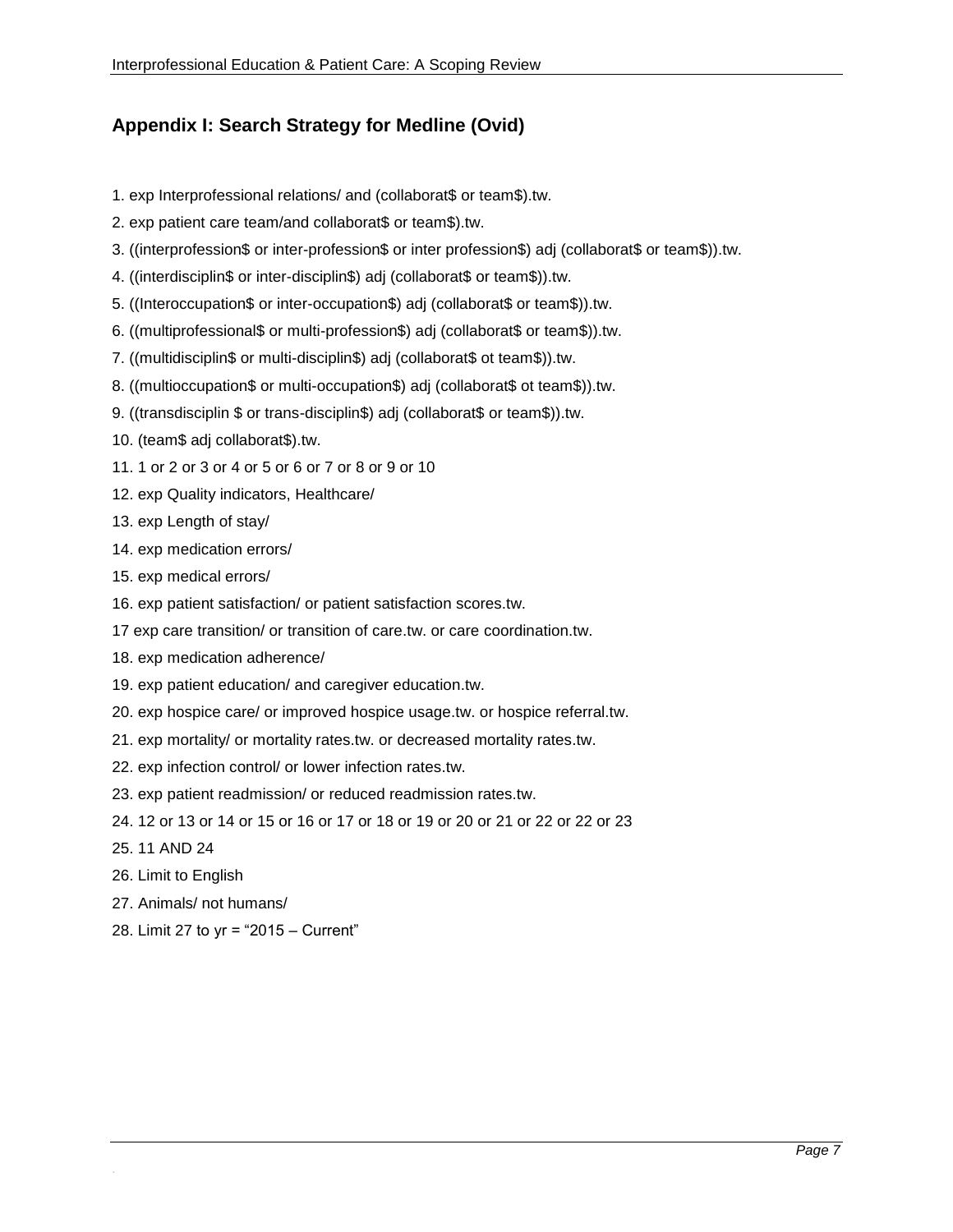## Appendix I: Search Strategy for Medline (Ovid)

1. exp Interprofessional relations/ and (collaborat$ or team$).tw.
2. exp patient care team/and collaborat$ or team$).tw.
3. ((interprofession$ or inter-profession$ or inter profession$) adj (collaborat$ or team$)).tw.
4. ((interdisciplin$ or inter-disciplin$) adj (collaborat$ or team$)).tw.
5. ((Interoccupation$ or inter-occupation$) adj (collaborat$ or team$)).tw.
6. ((multiprofessional$ or multi-profession$) adj (collaborat$ or team$)).tw.
7. ((multidisciplin$ or multi-disciplin$) adj (collaborat$ ot team$)).tw.
8. ((multioccupation$ or multi-occupation$) adj (collaborat$ ot team$)).tw.
9. ((transdisciplin $ or trans-disciplin$) adj (collaborat$ or team$)).tw.
10. (team$ adj collaborat$).tw.
11. 1 or 2 or 3 or 4 or 5 or 6 or 7 or 8 or 9 or 10
12. exp Quality indicators, Healthcare/
13. exp Length of stay/
14. exp medication errors/
15. exp medical errors/
16. exp patient satisfaction/ or patient satisfaction scores.tw.

17 exp care transition/ or transition of care.tw. or care coordination.tw.

18. exp medication adherence/
19. exp patient education/ and caregiver education.tw.
20. exp hospice care/ or improved hospice usage.tw. or hospice referral.tw.
21. exp mortality/ or mortality rates.tw. or decreased mortality rates.tw.
22. exp infection control/ or lower infection rates.tw.
23. exp patient readmission/ or reduced readmission rates.tw.
24. 12 or 13 or 14 or 15 or 16 or 17 or 18 or 19 or 20 or 21 or 22 or 22 or 23
25. 11 AND 24
26. Limit to English
27. Animals/ not humans/
28. Limit 27 to yr = “2015 – Current”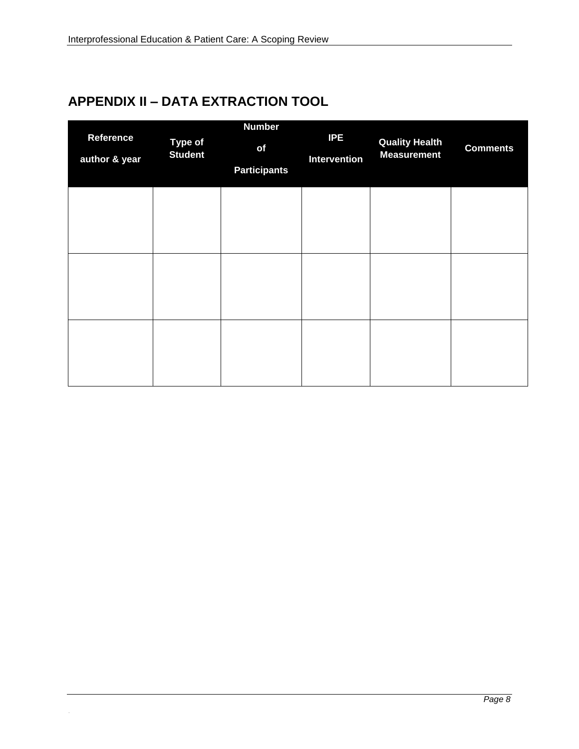## APPENDIX II – DATA EXTRACTION TOOL

| Reference author & year | Type of Student | Number of Participants | IPE Intervention | Quality Health Measurement | Comments |
|---|---|---|---|---|---|
| | | | | | |
| | | | | | |
| | | | | | |